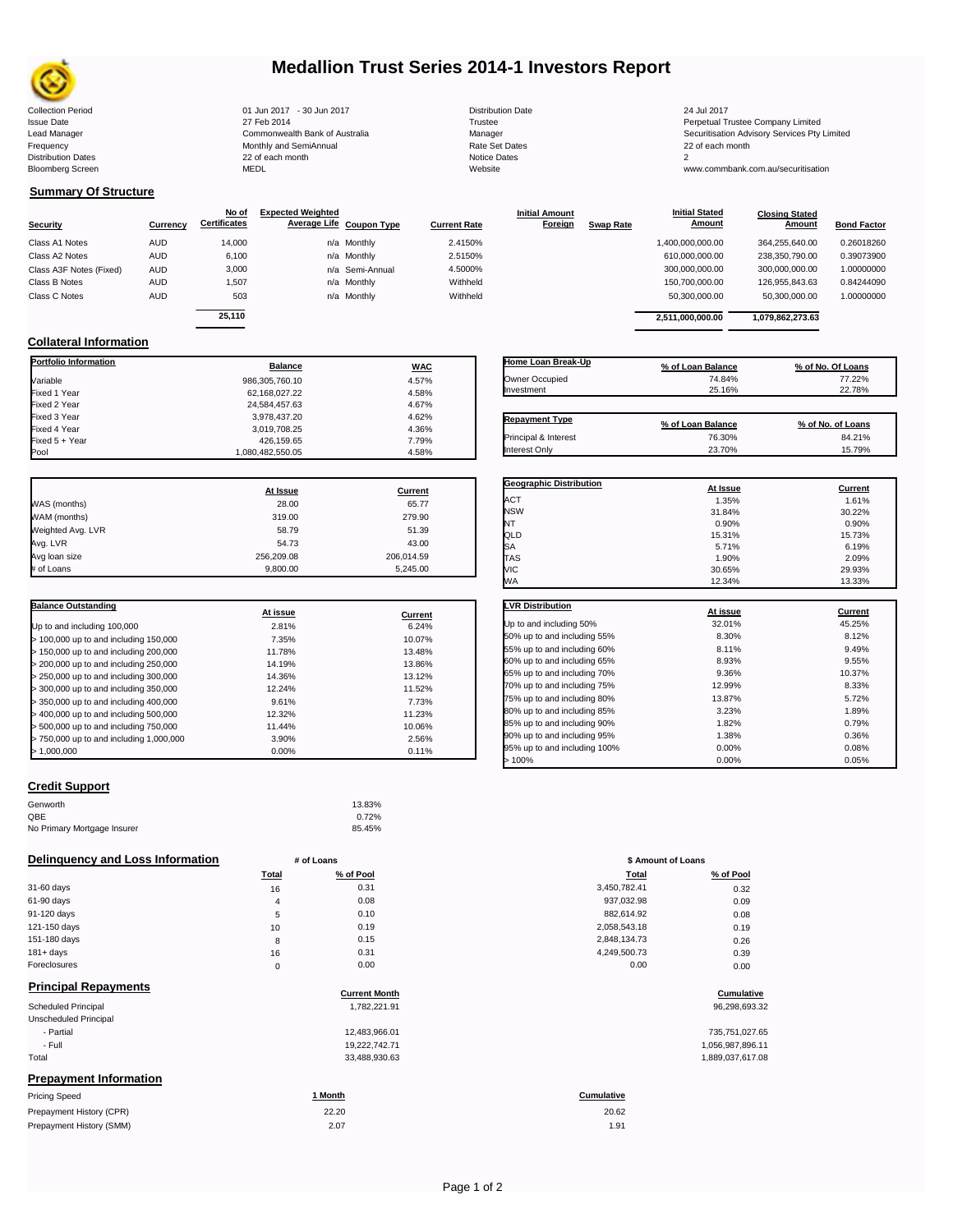# Medallion Trust Series 2014-1 Investors Report

| | | | |
|---|---|---|---|
| Collection Period | 01 Jun 2017 - 30 Jun 2017 | Distribution Date | 24 Jul 2017 |
| Issue Date | 27 Feb 2014 | Trustee | Perpetual Trustee Company Limited |
| Lead Manager | Commonwealth Bank of Australia | Manager | Securitisation Advisory Services Pty Limited |
| Frequency | Monthly and SemiAnnual | Rate Set Dates | 22 of each month |
| Distribution Dates | 22 of each month | Notice Dates | 2 |
| Bloomberg Screen | MEDL | Website | www.commbank.com.au/securitisation |

## Summary Of Structure

| Security | Currency | No of Certificates | Expected Weighted Average Life | Coupon Type | Current Rate | Initial Amount Foreign | Swap Rate | Initial Stated Amount | Closing Stated Amount | Bond Factor |
|---|---|---|---|---|---|---|---|---|---|---|
| Class A1 Notes | AUD | 14,000 | n/a | Monthly | 2.4150% | | | 1,400,000,000.00 | 364,255,640.00 | 0.26018260 |
| Class A2 Notes | AUD | 6,100 | n/a | Monthly | 2.5150% | | | 610,000,000.00 | 238,350,790.00 | 0.39073900 |
| Class A3F Notes (Fixed) | AUD | 3,000 | n/a | Semi-Annual | 4.5000% | | | 300,000,000.00 | 300,000,000.00 | 1.00000000 |
| Class B Notes | AUD | 1,507 | n/a | Monthly | Withheld | | | 150,700,000.00 | 126,955,843.63 | 0.84244090 |
| Class C Notes | AUD | 503 | n/a | Monthly | Withheld | | | 50,300,000.00 | 50,300,000.00 | 1.00000000 |
| | | 25,110 | | | | | | 2,511,000,000.00 | 1,079,862,273.63 | |

## Collateral Information

| Portfolio Information | Balance | WAC |
|---|---|---|
| Variable | 986,305,760.10 | 4.57% |
| Fixed 1 Year | 62,168,027.22 | 4.58% |
| Fixed 2 Year | 24,584,457.63 | 4.67% |
| Fixed 3 Year | 3,978,437.20 | 4.62% |
| Fixed 4 Year | 3,019,708.25 | 4.36% |
| Fixed 5 + Year | 426,159.65 | 7.79% |
| Pool | 1,080,482,550.05 | 4.58% |

| Home Loan Break-Up | % of Loan Balance | % of No. Of Loans |
|---|---|---|
| Owner Occupied | 74.84% | 77.22% |
| Investment | 25.16% | 22.78% |

| Repayment Type | % of Loan Balance | % of No. of Loans |
|---|---|---|
| Principal & Interest | 76.30% | 84.21% |
| Interest Only | 23.70% | 15.79% |

| | At Issue | Current |
|---|---|---|
| WAS (months) | 28.00 | 65.77 |
| WAM (months) | 319.00 | 279.90 |
| Weighted Avg. LVR | 58.79 | 51.39 |
| Avg. LVR | 54.73 | 43.00 |
| Avg loan size | 256,209.08 | 206,014.59 |
| # of Loans | 9,800.00 | 5,245.00 |

| Geographic Distribution | At Issue | Current |
|---|---|---|
| ACT | 1.35% | 1.61% |
| NSW | 31.84% | 30.22% |
| NT | 0.90% | 0.90% |
| QLD | 15.31% | 15.73% |
| SA | 5.71% | 6.19% |
| TAS | 1.90% | 2.09% |
| VIC | 30.65% | 29.93% |
| WA | 12.34% | 13.33% |

| Balance Outstanding | At issue | Current |
|---|---|---|
| Up to and including 100,000 | 2.81% | 6.24% |
| > 100,000 up to and including 150,000 | 7.35% | 10.07% |
| > 150,000 up to and including 200,000 | 11.78% | 13.48% |
| > 200,000 up to and including 250,000 | 14.19% | 13.86% |
| > 250,000 up to and including 300,000 | 14.36% | 13.12% |
| > 300,000 up to and including 350,000 | 12.24% | 11.52% |
| > 350,000 up to and including 400,000 | 9.61% | 7.73% |
| > 400,000 up to and including 500,000 | 12.32% | 11.23% |
| > 500,000 up to and including 750,000 | 11.44% | 10.06% |
| > 750,000 up to and including 1,000,000 | 3.90% | 2.56% |
| > 1,000,000 | 0.00% | 0.11% |

| LVR Distribution | At issue | Current |
|---|---|---|
| Up to and including 50% | 32.01% | 45.25% |
| 50% up to and including 55% | 8.30% | 8.12% |
| 55% up to and including 60% | 8.11% | 9.49% |
| 60% up to and including 65% | 8.93% | 9.55% |
| 65% up to and including 70% | 9.36% | 10.37% |
| 70% up to and including 75% | 12.99% | 8.33% |
| 75% up to and including 80% | 13.87% | 5.72% |
| 80% up to and including 85% | 3.23% | 1.89% |
| 85% up to and including 90% | 1.82% | 0.79% |
| 90% up to and including 95% | 1.38% | 0.36% |
| 95% up to and including 100% | 0.00% | 0.08% |
| > 100% | 0.00% | 0.05% |

## Credit Support

| | |
|---|---|
| Genworth | 13.83% |
| QBE | 0.72% |
| No Primary Mortgage Insurer | 85.45% |

## Delinquency and Loss Information

| | # of Loans Total | # of Loans % of Pool | \$ Amount of Loans Total | \$ Amount of Loans % of Pool |
|---|---|---|---|---|
| 31-60 days | 16 | 0.31 | 3,450,782.41 | 0.32 |
| 61-90 days | 4 | 0.08 | 937,032.98 | 0.09 |
| 91-120 days | 5 | 0.10 | 882,614.92 | 0.08 |
| 121-150 days | 10 | 0.19 | 2,058,543.18 | 0.19 |
| 151-180 days | 8 | 0.15 | 2,848,134.73 | 0.26 |
| 181+ days | 16 | 0.31 | 4,249,500.73 | 0.39 |
| Foreclosures | 0 | 0.00 | 0.00 | 0.00 |

## Principal Repayments

| | Current Month | Cumulative |
|---|---|---|
| Scheduled Principal | 1,782,221.91 | 96,298,693.32 |
| Unscheduled Principal | | |
| - Partial | 12,483,966.01 | 735,751,027.65 |
| - Full | 19,222,742.71 | 1,056,987,896.11 |
| Total | 33,488,930.63 | 1,889,037,617.08 |

## Prepayment Information

| Pricing Speed | 1 Month | Cumulative |
|---|---|---|
| Prepayment History (CPR) | 22.20 | 20.62 |
| Prepayment History (SMM) | 2.07 | 1.91 |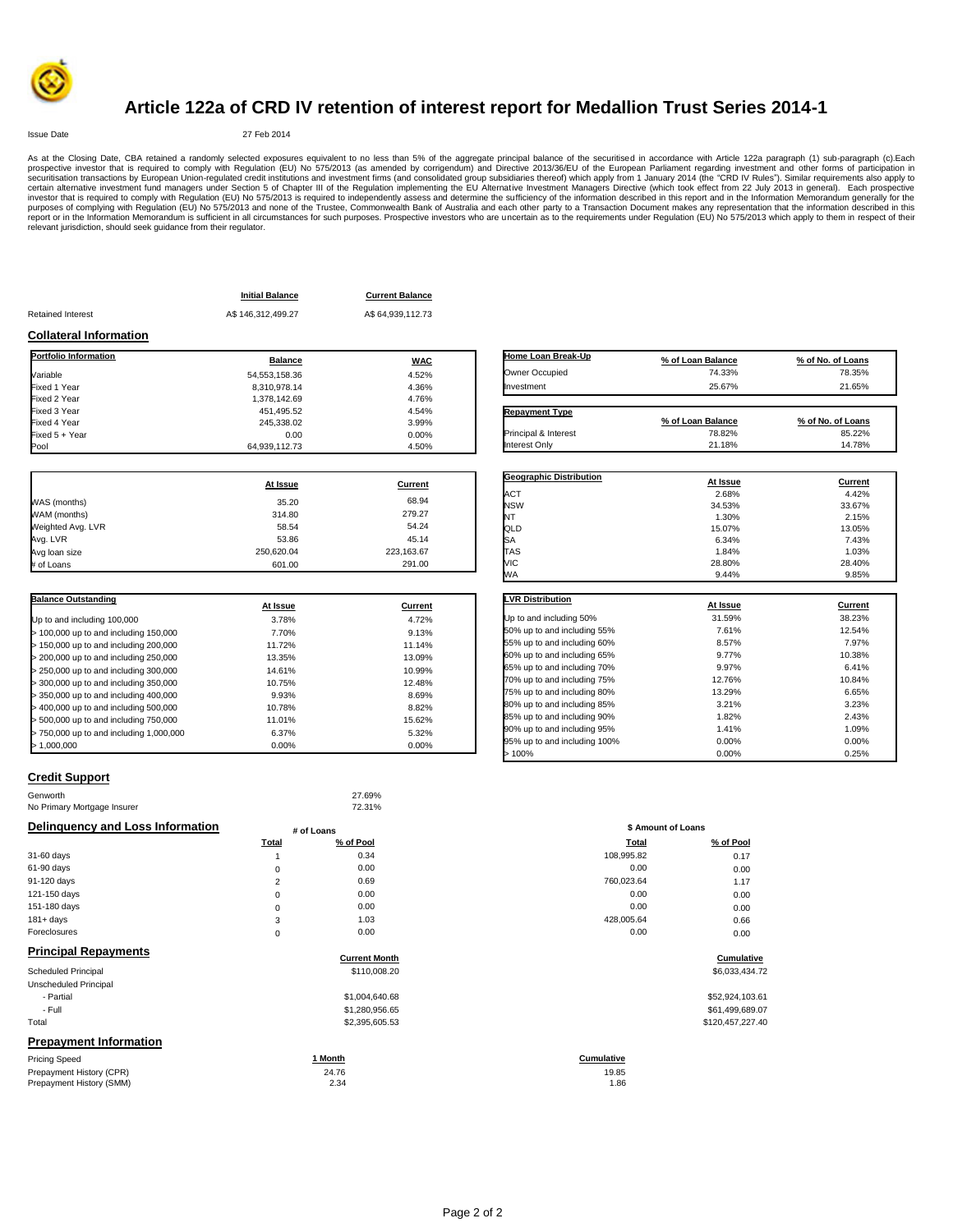# Article 122a of CRD IV retention of interest report for Medallion Trust Series 2014-1

Issue Date 27 Feb 2014

As at the Closing Date, CBA retained a randomly selected exposures equivalent to no less than 5% of the aggregate principal balance of the securitised in accordance with Article 122a paragraph (1) sub-paragraph (c).Each prospective investor that is required to comply with Regulation (EU) No 575/2013 (as amended by corrigendum) and Directive 2013/36/EU of the European Parliament regarding investment and other forms of participation in securitisation transactions by European Union-regulated credit institutions and investment firms (and consolidated group subsidiaries thereof) which apply from 1 January 2014 (the "CRD IV Rules"). Similar requirements also apply to certain alternative investment fund managers under Section 5 of Chapter III of the Regulation implementing the EU Alternative Investment Managers Directive (which took effect from 22 July 2013 in general). Each prospective investor that is required to comply with Regulation (EU) No 575/2013 is required to independently assess and determine the sufficiency of the information described in this report and in the Information Memorandum generally for the purposes of complying with Regulation (EU) No 575/2013 and none of the Trustee, Commonwealth Bank of Australia and each other party to a Transaction Document makes any representation that the information described in this report or in the Information Memorandum is sufficient in all circumstances for such purposes. Prospective investors who are uncertain as to the requirements under Regulation (EU) No 575/2013 which apply to them in respect of their relevant jurisdiction, should seek guidance from their regulator.

| | Initial Balance | Current Balance |
|---|---|---|
| Retained Interest | A$ 146,312,499.27 | A$ 64,939,112.73 |

## Collateral Information

| Portfolio Information | Balance | WAC |
|---|---|---|
| Variable | 54,553,158.36 | 4.52% |
| Fixed 1 Year | 8,310,978.14 | 4.36% |
| Fixed 2 Year | 1,378,142.69 | 4.76% |
| Fixed 3 Year | 451,495.52 | 4.54% |
| Fixed 4 Year | 245,338.02 | 3.99% |
| Fixed 5 + Year | 0.00 | 0.00% |
| Pool | 64,939,112.73 | 4.50% |

| Home Loan Break-Up | % of Loan Balance | % of No. of Loans |
|---|---|---|
| Owner Occupied | 74.33% | 78.35% |
| Investment | 25.67% | 21.65% |

| Repayment Type | % of Loan Balance | % of No. of Loans |
|---|---|---|
| Principal & Interest | 78.82% | 85.22% |
| Interest Only | 21.18% | 14.78% |

| | At Issue | Current |
|---|---|---|
| WAS (months) | 35.20 | 68.94 |
| WAM (months) | 314.80 | 279.27 |
| Weighted Avg. LVR | 58.54 | 54.24 |
| Avg. LVR | 53.86 | 45.14 |
| Avg loan size | 250,620.04 | 223,163.67 |
| # of Loans | 601.00 | 291.00 |

| Geographic Distribution | At Issue | Current |
|---|---|---|
| ACT | 2.68% | 4.42% |
| NSW | 34.53% | 33.67% |
| NT | 1.30% | 2.15% |
| QLD | 15.07% | 13.05% |
| SA | 6.34% | 7.43% |
| TAS | 1.84% | 1.03% |
| VIC | 28.80% | 28.40% |
| WA | 9.44% | 9.85% |

| Balance Outstanding | At Issue | Current |
|---|---|---|
| Up to and including 100,000 | 3.78% | 4.72% |
| > 100,000 up to and including 150,000 | 7.70% | 9.13% |
| > 150,000 up to and including 200,000 | 11.72% | 11.14% |
| > 200,000 up to and including 250,000 | 13.35% | 13.09% |
| > 250,000 up to and including 300,000 | 14.61% | 10.99% |
| > 300,000 up to and including 350,000 | 10.75% | 12.48% |
| > 350,000 up to and including 400,000 | 9.93% | 8.69% |
| > 400,000 up to and including 500,000 | 10.78% | 8.82% |
| > 500,000 up to and including 750,000 | 11.01% | 15.62% |
| > 750,000 up to and including 1,000,000 | 6.37% | 5.32% |
| > 1,000,000 | 0.00% | 0.00% |

| LVR Distribution | At Issue | Current |
|---|---|---|
| Up to and including 50% | 31.59% | 38.23% |
| 50% up to and including 55% | 7.61% | 12.54% |
| 55% up to and including 60% | 8.57% | 7.97% |
| 60% up to and including 65% | 9.77% | 10.38% |
| 65% up to and including 70% | 9.97% | 6.41% |
| 70% up to and including 75% | 12.76% | 10.84% |
| 75% up to and including 80% | 13.29% | 6.65% |
| 80% up to and including 85% | 3.21% | 3.23% |
| 85% up to and including 90% | 1.82% | 2.43% |
| 90% up to and including 95% | 1.41% | 1.09% |
| 95% up to and including 100% | 0.00% | 0.00% |
| > 100% | 0.00% | 0.25% |

## Credit Support

| | |
|---|---|
| Genworth | 27.69% |
| No Primary Mortgage Insurer | 72.31% |

## Delinquency and Loss Information

| | # of Loans | | $ Amount of Loans | |
|---|---|---|---|---|
| | Total | % of Pool | Total | % of Pool |
| 31-60 days | 1 | 0.34 | 108,995.82 | 0.17 |
| 61-90 days | 0 | 0.00 | 0.00 | 0.00 |
| 91-120 days | 2 | 0.69 | 760,023.64 | 1.17 |
| 121-150 days | 0 | 0.00 | 0.00 | 0.00 |
| 151-180 days | 0 | 0.00 | 0.00 | 0.00 |
| 181+ days | 3 | 1.03 | 428,005.64 | 0.66 |
| Foreclosures | 0 | 0.00 | 0.00 | 0.00 |

## Principal Repayments

| | Current Month | Cumulative |
|---|---|---|
| Scheduled Principal | $110,008.20 | $6,033,434.72 |
| Unscheduled Principal | | |
| - Partial | $1,004,640.68 | $52,924,103.61 |
| - Full | $1,280,956.65 | $61,499,689.07 |
| Total | $2,395,605.53 | $120,457,227.40 |

## Prepayment Information

| Pricing Speed | 1 Month | Cumulative |
|---|---|---|
| Prepayment History (CPR) | 24.76 | 19.85 |
| Prepayment History (SMM) | 2.34 | 1.86 |